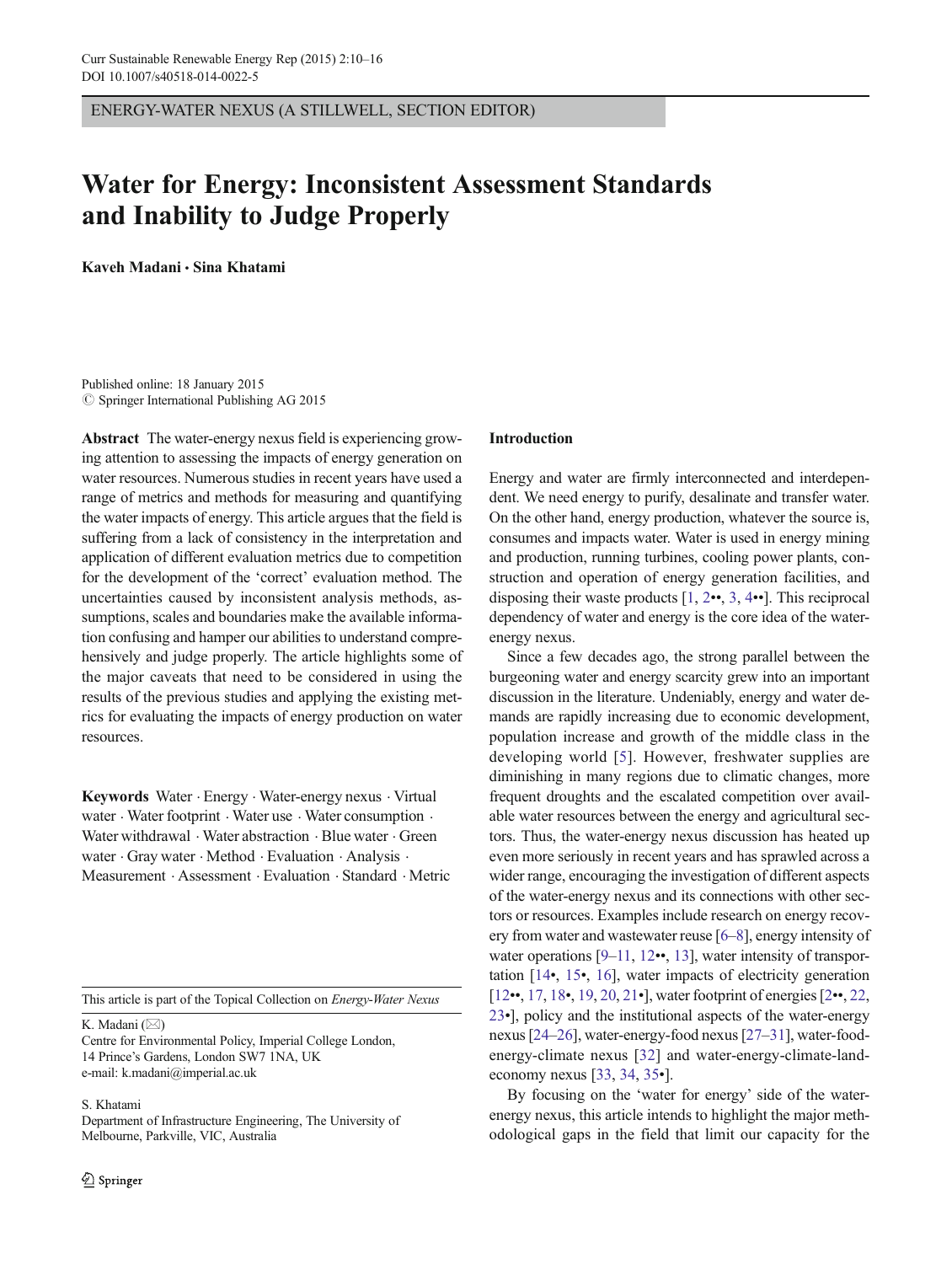ENERGY-WATER NEXUS (A STILLWELL, SECTION EDITOR)

# Water for Energy: Inconsistent Assessment Standards and Inability to Judge Properly

**Kaveh Madani · Sina Khatami**

Published online: 18 January 2015
© Springer International Publishing AG 2015

**Abstract** The water-energy nexus field is experiencing growing attention to assessing the impacts of energy generation on water resources. Numerous studies in recent years have used a range of metrics and methods for measuring and quantifying the water impacts of energy. This article argues that the field is suffering from a lack of consistency in the interpretation and application of different evaluation metrics due to competition for the development of the 'correct' evaluation method. The uncertainties caused by inconsistent analysis methods, assumptions, scales and boundaries make the available information confusing and hamper our abilities to understand comprehensively and judge properly. The article highlights some of the major caveats that need to be considered in using the results of the previous studies and applying the existing metrics for evaluating the impacts of energy production on water resources.

**Keywords** Water · Energy · Water-energy nexus · Virtual water · Water footprint · Water use · Water consumption · Water withdrawal · Water abstraction · Blue water · Green water · Gray water · Method · Evaluation · Analysis · Measurement · Assessment · Evaluation · Standard · Metric

This article is part of the Topical Collection on *Energy-Water Nexus*

K. Madani (✉)
Centre for Environmental Policy, Imperial College London, 14 Prince's Gardens, London SW7 1NA, UK
e-mail: k.madani@imperial.ac.uk

S. Khatami
Department of Infrastructure Engineering, The University of Melbourne, Parkville, VIC, Australia

## Introduction

Energy and water are firmly interconnected and interdependent. We need energy to purify, desalinate and transfer water. On the other hand, energy production, whatever the source is, consumes and impacts water. Water is used in energy mining and production, running turbines, cooling power plants, construction and operation of energy generation facilities, and disposing their waste products [1, 2••, 3, 4••]. This reciprocal dependency of water and energy is the core idea of the water-energy nexus.

Since a few decades ago, the strong parallel between the burgeoning water and energy scarcity grew into an important discussion in the literature. Undeniably, energy and water demands are rapidly increasing due to economic development, population increase and growth of the middle class in the developing world [5]. However, freshwater supplies are diminishing in many regions due to climatic changes, more frequent droughts and the escalated competition over available water resources between the energy and agricultural sectors. Thus, the water-energy nexus discussion has heated up even more seriously in recent years and has sprawled across a wider range, encouraging the investigation of different aspects of the water-energy nexus and its connections with other sectors or resources. Examples include research on energy recovery from water and wastewater reuse [6–8], energy intensity of water operations [9–11, 12••, 13], water intensity of transportation [14•, 15•, 16], water impacts of electricity generation [12••, 17, 18•, 19, 20, 21•], water footprint of energies [2••, 22, 23•], policy and the institutional aspects of the water-energy nexus [24–26], water-energy-food nexus [27–31], water-food-energy-climate nexus [32] and water-energy-climate-land-economy nexus [33, 34, 35•].

By focusing on the 'water for energy' side of the water-energy nexus, this article intends to highlight the major methodological gaps in the field that limit our capacity for the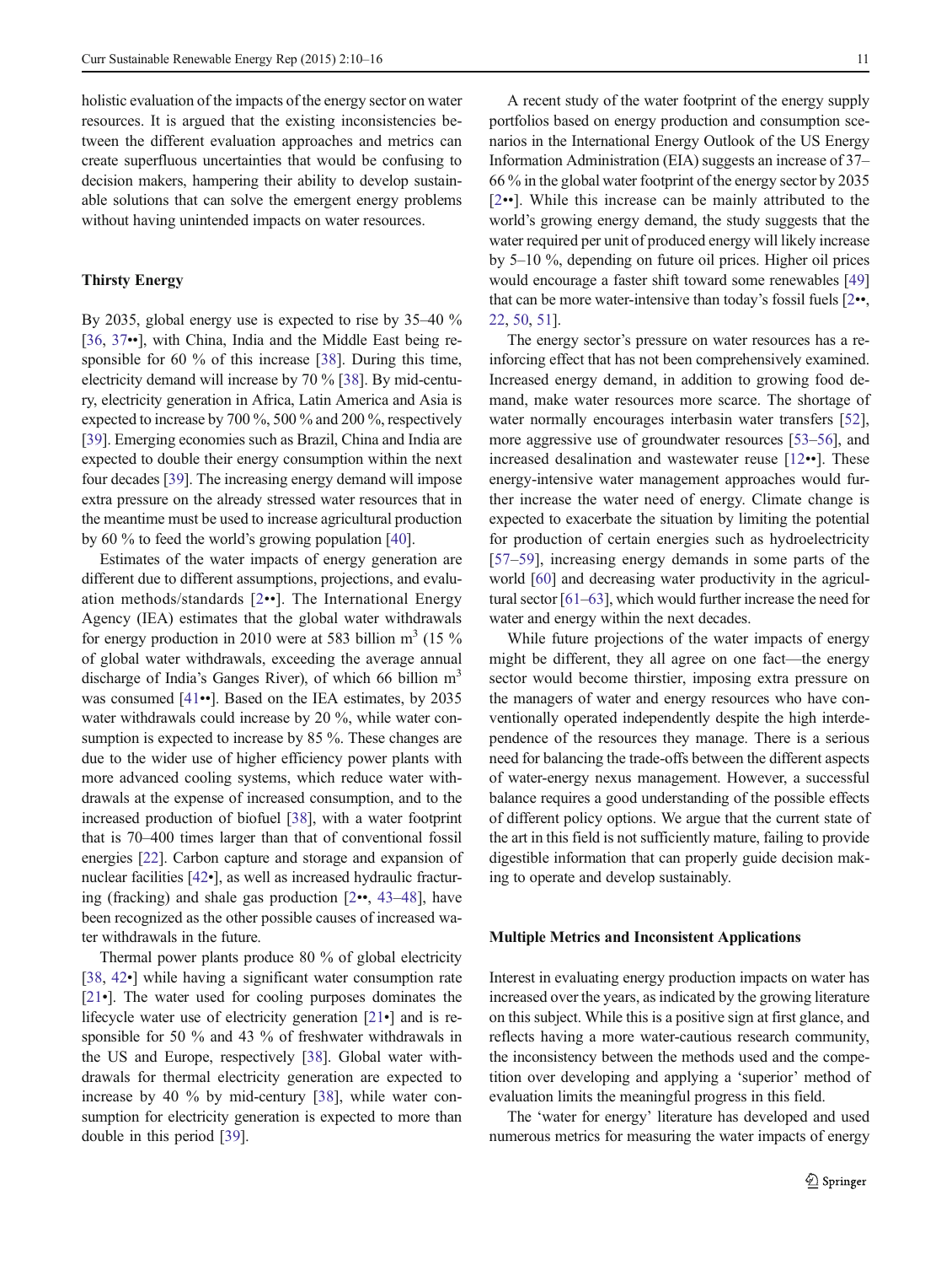holistic evaluation of the impacts of the energy sector on water resources. It is argued that the existing inconsistencies between the different evaluation approaches and metrics can create superfluous uncertainties that would be confusing to decision makers, hampering their ability to develop sustainable solutions that can solve the emergent energy problems without having unintended impacts on water resources.

## Thirsty Energy

By 2035, global energy use is expected to rise by 35–40 % [36, 37••], with China, India and the Middle East being responsible for 60 % of this increase [38]. During this time, electricity demand will increase by 70 % [38]. By mid-century, electricity generation in Africa, Latin America and Asia is expected to increase by 700 %, 500 % and 200 %, respectively [39]. Emerging economies such as Brazil, China and India are expected to double their energy consumption within the next four decades [39]. The increasing energy demand will impose extra pressure on the already stressed water resources that in the meantime must be used to increase agricultural production by 60 % to feed the world's growing population [40].

Estimates of the water impacts of energy generation are different due to different assumptions, projections, and evaluation methods/standards [2••]. The International Energy Agency (IEA) estimates that the global water withdrawals for energy production in 2010 were at 583 billion $m^3$ (15 % of global water withdrawals, exceeding the average annual discharge of India's Ganges River), of which 66 billion $m^3$ was consumed [41••]. Based on the IEA estimates, by 2035 water withdrawals could increase by 20 %, while water consumption is expected to increase by 85 %. These changes are due to the wider use of higher efficiency power plants with more advanced cooling systems, which reduce water withdrawals at the expense of increased consumption, and to the increased production of biofuel [38], with a water footprint that is 70–400 times larger than that of conventional fossil energies [22]. Carbon capture and storage and expansion of nuclear facilities [42•], as well as increased hydraulic fracturing (fracking) and shale gas production [2••, 43–48], have been recognized as the other possible causes of increased water withdrawals in the future.

Thermal power plants produce 80 % of global electricity [38, 42•] while having a significant water consumption rate [21•]. The water used for cooling purposes dominates the lifecycle water use of electricity generation [21•] and is responsible for 50 % and 43 % of freshwater withdrawals in the US and Europe, respectively [38]. Global water withdrawals for thermal electricity generation are expected to increase by 40 % by mid-century [38], while water consumption for electricity generation is expected to more than double in this period [39].

A recent study of the water footprint of the energy supply portfolios based on energy production and consumption scenarios in the International Energy Outlook of the US Energy Information Administration (EIA) suggests an increase of 37–66 % in the global water footprint of the energy sector by 2035 [2••]. While this increase can be mainly attributed to the world's growing energy demand, the study suggests that the water required per unit of produced energy will likely increase by 5–10 %, depending on future oil prices. Higher oil prices would encourage a faster shift toward some renewables [49] that can be more water-intensive than today's fossil fuels [2••, 22, 50, 51].

The energy sector's pressure on water resources has a reinforcing effect that has not been comprehensively examined. Increased energy demand, in addition to growing food demand, make water resources more scarce. The shortage of water normally encourages interbasin water transfers [52], more aggressive use of groundwater resources [53–56], and increased desalination and wastewater reuse [12••]. These energy-intensive water management approaches would further increase the water need of energy. Climate change is expected to exacerbate the situation by limiting the potential for production of certain energies such as hydroelectricity [57–59], increasing energy demands in some parts of the world [60] and decreasing water productivity in the agricultural sector [61–63], which would further increase the need for water and energy within the next decades.

While future projections of the water impacts of energy might be different, they all agree on one fact—the energy sector would become thirstier, imposing extra pressure on the managers of water and energy resources who have conventionally operated independently despite the high interdependence of the resources they manage. There is a serious need for balancing the trade-offs between the different aspects of water-energy nexus management. However, a successful balance requires a good understanding of the possible effects of different policy options. We argue that the current state of the art in this field is not sufficiently mature, failing to provide digestible information that can properly guide decision making to operate and develop sustainably.

## Multiple Metrics and Inconsistent Applications

Interest in evaluating energy production impacts on water has increased over the years, as indicated by the growing literature on this subject. While this is a positive sign at first glance, and reflects having a more water-cautious research community, the inconsistency between the methods used and the competition over developing and applying a 'superior' method of evaluation limits the meaningful progress in this field.

The 'water for energy' literature has developed and used numerous metrics for measuring the water impacts of energy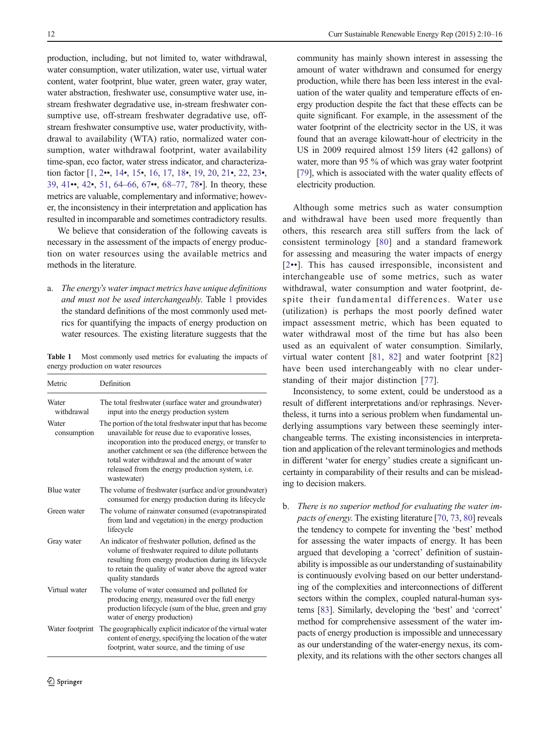production, including, but not limited to, water withdrawal, water consumption, water utilization, water use, virtual water content, water footprint, blue water, green water, gray water, water abstraction, freshwater use, consumptive water use, in-stream freshwater degradative use, in-stream freshwater consumptive use, off-stream freshwater degradative use, off-stream freshwater consumptive use, water productivity, withdrawal to availability (WTA) ratio, normalized water consumption, water withdrawal footprint, water availability time-span, eco factor, water stress indicator, and characterization factor [1, 2••, 14•, 15•, 16, 17, 18•, 19, 20, 21•, 22, 23•, 39, 41••, 42•, 51, 64–66, 67••, 68–77, 78•]. In theory, these metrics are valuable, complementary and informative; however, the inconsistency in their interpretation and application has resulted in incomparable and sometimes contradictory results.

We believe that consideration of the following caveats is necessary in the assessment of the impacts of energy production on water resources using the available metrics and methods in the literature.

a. *The energy's water impact metrics have unique definitions and must not be used interchangeably.* Table 1 provides the standard definitions of the most commonly used metrics for quantifying the impacts of energy production on water resources. The existing literature suggests that the community has mainly shown interest in assessing the amount of water withdrawn and consumed for energy production, while there has been less interest in the evaluation of the water quality and temperature effects of energy production despite the fact that these effects can be quite significant. For example, in the assessment of the water footprint of the electricity sector in the US, it was found that an average kilowatt-hour of electricity in the US in 2009 required almost 159 liters (42 gallons) of water, more than 95 % of which was gray water footprint [79], which is associated with the water quality effects of electricity production.

**Table 1** Most commonly used metrics for evaluating the impacts of energy production on water resources

| Metric | Definition |
|---|---|
| Water withdrawal | The total freshwater (surface water and groundwater) input into the energy production system |
| Water consumption | The portion of the total freshwater input that has become unavailable for reuse due to evaporative losses, incoporation into the produced energy, or transfer to another catchment or sea (the difference between the total water withdrawal and the amount of water released from the energy production system, i.e. wastewater) |
| Blue water | The volume of freshwater (surface and/or groundwater) consumed for energy production during its lifecycle |
| Green water | The volume of rainwater consumed (evapotranspirated from land and vegetation) in the energy production lifecycle |
| Gray water | An indicator of freshwater pollution, defined as the volume of freshwater required to dilute pollutants resulting from energy production during its lifecycle to retain the quality of water above the agreed water quality standards |
| Virtual water | The volume of water consumed and polluted for producing energy, measured over the full energy production lifecycle (sum of the blue, green and gray water of energy production) |
| Water footprint | The geographically explicit indicator of the virtual water content of energy, specifying the location of the water footprint, water source, and the timing of use |

Although some metrics such as water consumption and withdrawal have been used more frequently than others, this research area still suffers from the lack of consistent terminology [80] and a standard framework for assessing and measuring the water impacts of energy [2••]. This has caused irresponsible, inconsistent and interchangeable use of some metrics, such as water withdrawal, water consumption and water footprint, despite their fundamental differences. Water use (utilization) is perhaps the most poorly defined water impact assessment metric, which has been equated to water withdrawal most of the time but has also been used as an equivalent of water consumption. Similarly, virtual water content [81, 82] and water footprint [82] have been used interchangeably with no clear understanding of their major distinction [77].

Inconsistency, to some extent, could be understood as a result of different interpretations and/or rephrasings. Nevertheless, it turns into a serious problem when fundamental underlying assumptions vary between these seemingly interchangeable terms. The existing inconsistencies in interpretation and application of the relevant terminologies and methods in different 'water for energy' studies create a significant uncertainty in comparability of their results and can be misleading to decision makers.

b. *There is no superior method for evaluating the water impacts of energy.* The existing literature [70, 73, 80] reveals the tendency to compete for inventing the 'best' method for assessing the water impacts of energy. It has been argued that developing a 'correct' definition of sustainability is impossible as our understanding of sustainability is continuously evolving based on our better understanding of the complexities and interconnections of different sectors within the complex, coupled natural-human systems [83]. Similarly, developing the 'best' and 'correct' method for comprehensive assessment of the water impacts of energy production is impossible and unnecessary as our understanding of the water-energy nexus, its complexity, and its relations with the other sectors changes all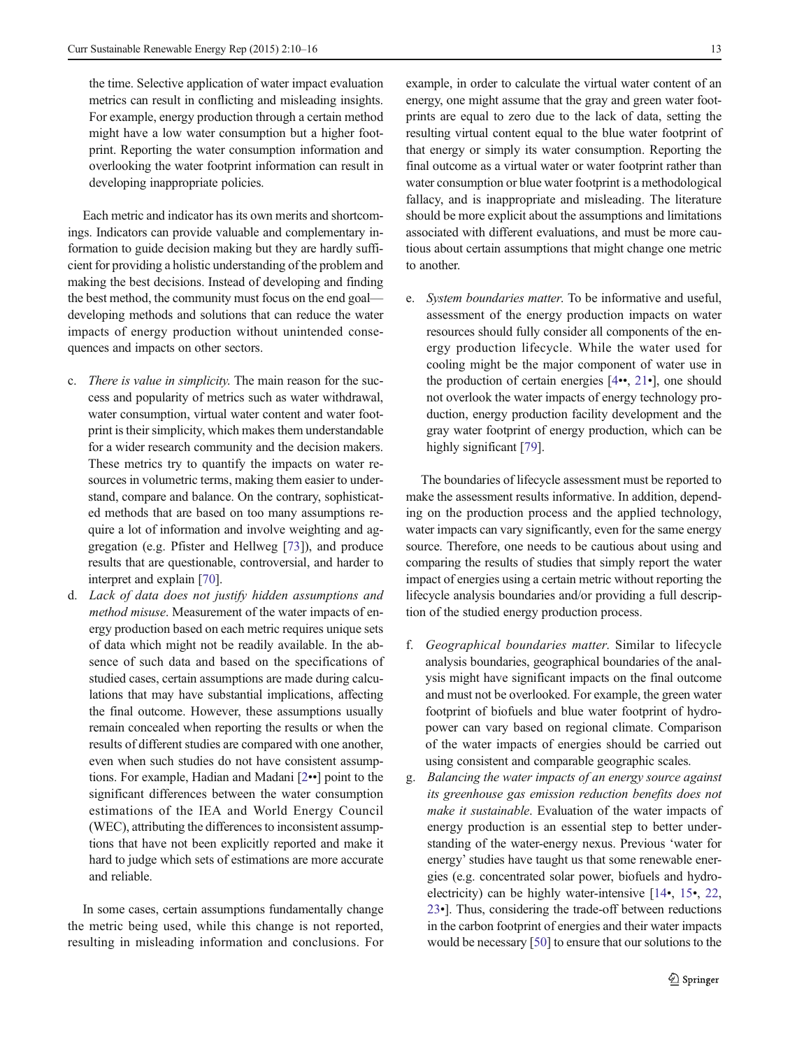the time. Selective application of water impact evaluation metrics can result in conflicting and misleading insights. For example, energy production through a certain method might have a low water consumption but a higher footprint. Reporting the water consumption information and overlooking the water footprint information can result in developing inappropriate policies.

Each metric and indicator has its own merits and shortcomings. Indicators can provide valuable and complementary information to guide decision making but they are hardly sufficient for providing a holistic understanding of the problem and making the best decisions. Instead of developing and finding the best method, the community must focus on the end goal—developing methods and solutions that can reduce the water impacts of energy production without unintended consequences and impacts on other sectors.

c. *There is value in simplicity.* The main reason for the success and popularity of metrics such as water withdrawal, water consumption, virtual water content and water footprint is their simplicity, which makes them understandable for a wider research community and the decision makers. These metrics try to quantify the impacts on water resources in volumetric terms, making them easier to understand, compare and balance. On the contrary, sophisticated methods that are based on too many assumptions require a lot of information and involve weighting and aggregation (e.g. Pfister and Hellweg [73]), and produce results that are questionable, controversial, and harder to interpret and explain [70].

d. *Lack of data does not justify hidden assumptions and method misuse*. Measurement of the water impacts of energy production based on each metric requires unique sets of data which might not be readily available. In the absence of such data and based on the specifications of studied cases, certain assumptions are made during calculations that may have substantial implications, affecting the final outcome. However, these assumptions usually remain concealed when reporting the results or when the results of different studies are compared with one another, even when such studies do not have consistent assumptions. For example, Hadian and Madani [2••] point to the significant differences between the water consumption estimations of the IEA and World Energy Council (WEC), attributing the differences to inconsistent assumptions that have not been explicitly reported and make it hard to judge which sets of estimations are more accurate and reliable.

In some cases, certain assumptions fundamentally change the metric being used, while this change is not reported, resulting in misleading information and conclusions. For example, in order to calculate the virtual water content of an energy, one might assume that the gray and green water footprints are equal to zero due to the lack of data, setting the resulting virtual content equal to the blue water footprint of that energy or simply its water consumption. Reporting the final outcome as a virtual water or water footprint rather than water consumption or blue water footprint is a methodological fallacy, and is inappropriate and misleading. The literature should be more explicit about the assumptions and limitations associated with different evaluations, and must be more cautious about certain assumptions that might change one metric to another.

e. *System boundaries matter.* To be informative and useful, assessment of the energy production impacts on water resources should fully consider all components of the energy production lifecycle. While the water used for cooling might be the major component of water use in the production of certain energies [4••, 21•], one should not overlook the water impacts of energy technology production, energy production facility development and the gray water footprint of energy production, which can be highly significant [79].

The boundaries of lifecycle assessment must be reported to make the assessment results informative. In addition, depending on the production process and the applied technology, water impacts can vary significantly, even for the same energy source. Therefore, one needs to be cautious about using and comparing the results of studies that simply report the water impact of energies using a certain metric without reporting the lifecycle analysis boundaries and/or providing a full description of the studied energy production process.

f. *Geographical boundaries matter.* Similar to lifecycle analysis boundaries, geographical boundaries of the analysis might have significant impacts on the final outcome and must not be overlooked. For example, the green water footprint of biofuels and blue water footprint of hydropower can vary based on regional climate. Comparison of the water impacts of energies should be carried out using consistent and comparable geographic scales.

g. *Balancing the water impacts of an energy source against its greenhouse gas emission reduction benefits does not make it sustainable.* Evaluation of the water impacts of energy production is an essential step to better understanding of the water-energy nexus. Previous 'water for energy' studies have taught us that some renewable energies (e.g. concentrated solar power, biofuels and hydroelectricity) can be highly water-intensive [14•, 15•, 22, 23•]. Thus, considering the trade-off between reductions in the carbon footprint of energies and their water impacts would be necessary [50] to ensure that our solutions to the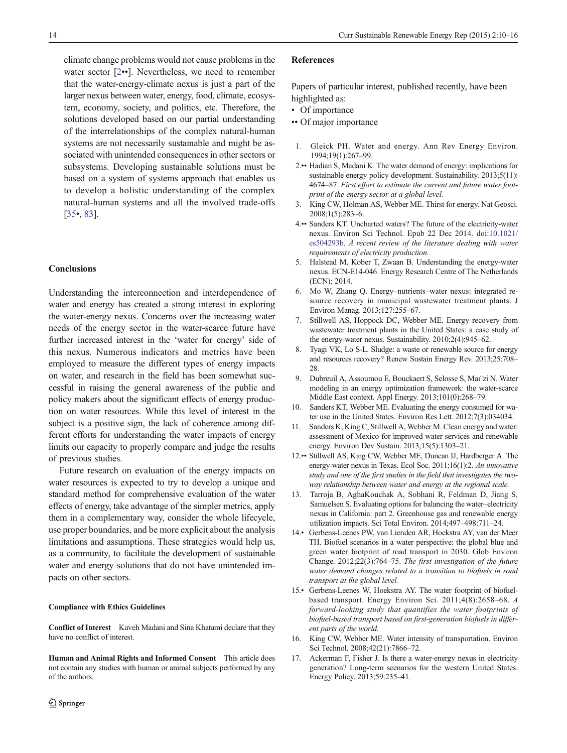climate change problems would not cause problems in the water sector [2••]. Nevertheless, we need to remember that the water-energy-climate nexus is just a part of the larger nexus between water, energy, food, climate, ecosystem, economy, society, and politics, etc. Therefore, the solutions developed based on our partial understanding of the interrelationships of the complex natural-human systems are not necessarily sustainable and might be associated with unintended consequences in other sectors or subsystems. Developing sustainable solutions must be based on a system of systems approach that enables us to develop a holistic understanding of the complex natural-human systems and all the involved trade-offs [35•, 83].

## Conclusions

Understanding the interconnection and interdependence of water and energy has created a strong interest in exploring the water-energy nexus. Concerns over the increasing water needs of the energy sector in the water-scarce future have further increased interest in the 'water for energy' side of this nexus. Numerous indicators and metrics have been employed to measure the different types of energy impacts on water, and research in the field has been somewhat successful in raising the general awareness of the public and policy makers about the significant effects of energy production on water resources. While this level of interest in the subject is a positive sign, the lack of coherence among different efforts for understanding the water impacts of energy limits our capacity to properly compare and judge the results of previous studies.

Future research on evaluation of the energy impacts on water resources is expected to try to develop a unique and standard method for comprehensive evaluation of the water effects of energy, take advantage of the simpler metrics, apply them in a complementary way, consider the whole lifecycle, use proper boundaries, and be more explicit about the analysis limitations and assumptions. These strategies would help us, as a community, to facilitate the development of sustainable water and energy solutions that do not have unintended impacts on other sectors.

#### Compliance with Ethics Guidelines

**Conflict of Interest** Kaveh Madani and Sina Khatami declare that they have no conflict of interest.

**Human and Animal Rights and Informed Consent** This article does not contain any studies with human or animal subjects performed by any of the authors.

## References

Papers of particular interest, published recently, have been highlighted as:
- • Of importance
- •• Of major importance

1. Gleick PH. Water and energy. Ann Rev Energy Environ. 1994;19(1):267–99.
2. •• Hadian S, Madani K. The water demand of energy: implications for sustainable energy policy development. Sustainability. 2013;5(11): 4674–87. *First effort to estimate the current and future water footprint of the energy sector at a global level.*
3. King CW, Holman AS, Webber ME. Thirst for energy. Nat Geosci. 2008;1(5):283–6.
4. •• Sanders KT. Uncharted waters? The future of the electricity-water nexus. Environ Sci Technol. Epub 22 Dec 2014. doi:10.1021/es504293b. *A recent review of the literature dealing with water requirements of electricity production.*
5. Halstead M, Kober T, Zwaan B. Understanding the energy-water nexus. ECN-E14-046. Energy Research Centre of The Netherlands (ECN); 2014.
6. Mo W, Zhang Q. Energy–nutrients–water nexus: integrated resource recovery in municipal wastewater treatment plants. J Environ Manag. 2013;127:255–67.
7. Stillwell AS, Hoppock DC, Webber ME. Energy recovery from wastewater treatment plants in the United States: a case study of the energy-water nexus. Sustainability. 2010;2(4):945–62.
8. Tyagi VK, Lo S-L. Sludge: a waste or renewable source for energy and resources recovery? Renew Sustain Energy Rev. 2013;25:708–28.
9. Dubreuil A, Assoumou E, Bouckaert S, Selosse S, Maïzi N. Water modeling in an energy optimization framework: the water-scarce Middle East context. Appl Energy. 2013;101(0):268–79.
10. Sanders KT, Webber ME. Evaluating the energy consumed for water use in the United States. Environ Res Lett. 2012;7(3):034034.
11. Sanders K, King C, Stillwell A, Webber M. Clean energy and water: assessment of Mexico for improved water services and renewable energy. Environ Dev Sustain. 2013;15(5):1303–21.
12. •• Stillwell AS, King CW, Webber ME, Duncan IJ, Hardberger A. The energy-water nexus in Texas. Ecol Soc. 2011;16(1):2. *An innovative study and one of the first studies in the field that investigates the two-way relationship between water and energy at the regional scale.*
13. Tarroja B, AghaKouchak A, Sobhani R, Feldman D, Jiang S, Samuelsen S. Evaluating options for balancing the water–electricity nexus in California: part 2. Greenhouse gas and renewable energy utilization impacts. Sci Total Environ. 2014;497–498:711–24.
14. • Gerbens-Leenes PW, van Lienden AR, Hoekstra AY, van der Meer TH. Biofuel scenarios in a water perspective: the global blue and green water footprint of road transport in 2030. Glob Environ Change. 2012;22(3):764–75. *The first investigation of the future water demand changes related to a transition to biofuels in road transport at the global level.*
15. • Gerbens-Leenes W, Hoekstra AY. The water footprint of biofuel-based transport. Energy Environ Sci. 2011;4(8):2658–68. *A forward-looking study that quantifies the water footprints of biofuel-based transport based on first-generation biofuels in different parts of the world.*
16. King CW, Webber ME. Water intensity of transportation. Environ Sci Technol. 2008;42(21):7866–72.
17. Ackerman F, Fisher J. Is there a water-energy nexus in electricity generation? Long-term scenarios for the western United States. Energy Policy. 2013;59:235–41.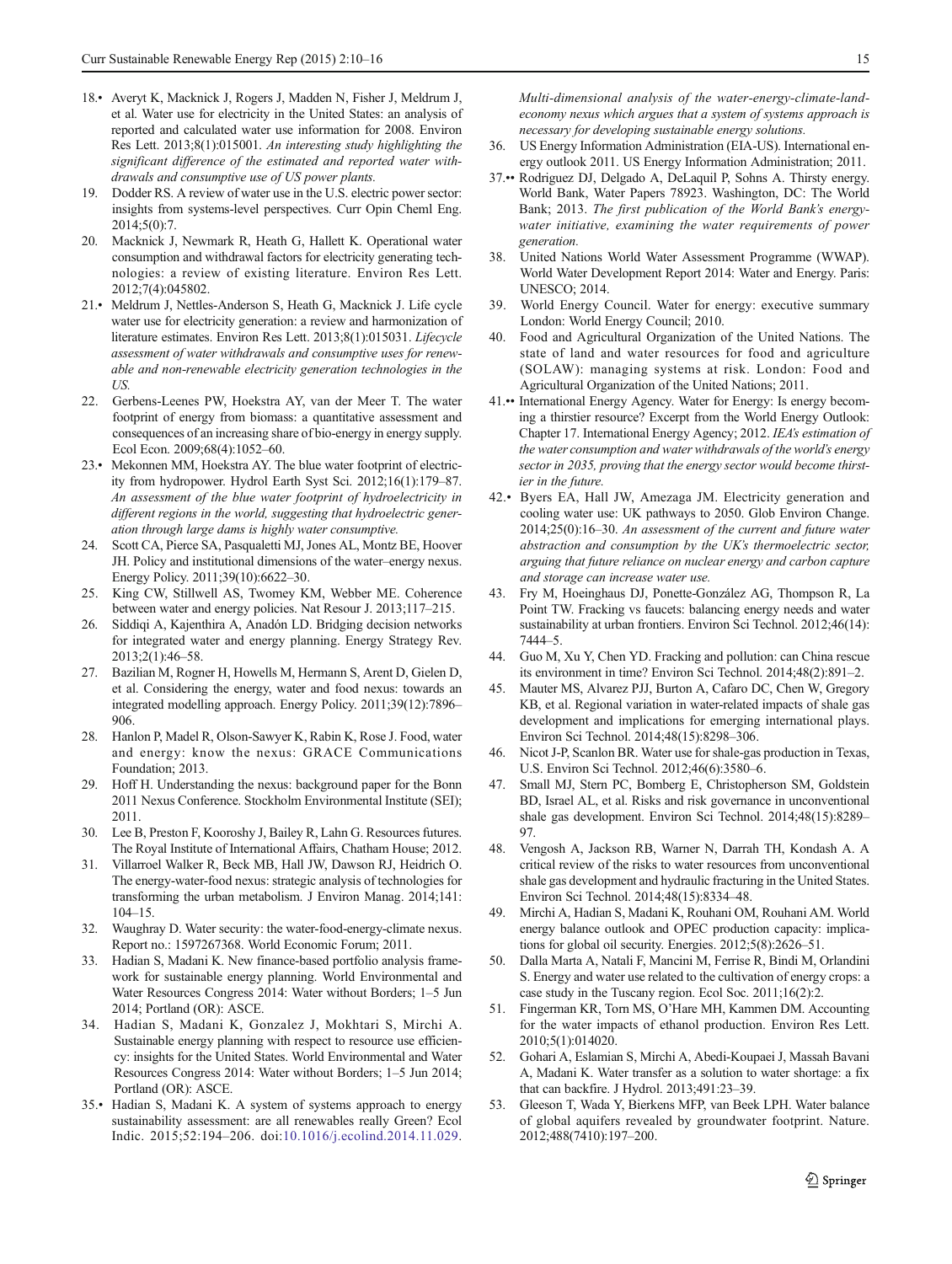18.• Averyt K, Macknick J, Rogers J, Madden N, Fisher J, Meldrum J, et al. Water use for electricity in the United States: an analysis of reported and calculated water use information for 2008. Environ Res Lett. 2013;8(1):015001. *An interesting study highlighting the significant difference of the estimated and reported water withdrawals and consumptive use of US power plants.*
19. Dodder RS. A review of water use in the U.S. electric power sector: insights from systems-level perspectives. Curr Opin Cheml Eng. 2014;5(0):7.
20. Macknick J, Newmark R, Heath G, Hallett K. Operational water consumption and withdrawal factors for electricity generating technologies: a review of existing literature. Environ Res Lett. 2012;7(4):045802.
21.• Meldrum J, Nettles-Anderson S, Heath G, Macknick J. Life cycle water use for electricity generation: a review and harmonization of literature estimates. Environ Res Lett. 2013;8(1):015031. *Lifecycle assessment of water withdrawals and consumptive uses for renewable and non-renewable electricity generation technologies in the US.*
22. Gerbens-Leenes PW, Hoekstra AY, van der Meer T. The water footprint of energy from biomass: a quantitative assessment and consequences of an increasing share of bio-energy in energy supply. Ecol Econ. 2009;68(4):1052–60.
23.• Mekonnen MM, Hoekstra AY. The blue water footprint of electricity from hydropower. Hydrol Earth Syst Sci. 2012;16(1):179–87. *An assessment of the blue water footprint of hydroelectricity in different regions in the world, suggesting that hydroelectric generation through large dams is highly water consumptive.*
24. Scott CA, Pierce SA, Pasqualetti MJ, Jones AL, Montz BE, Hoover JH. Policy and institutional dimensions of the water–energy nexus. Energy Policy. 2011;39(10):6622–30.
25. King CW, Stillwell AS, Twomey KM, Webber ME. Coherence between water and energy policies. Nat Resour J. 2013;117–215.
26. Siddiqi A, Kajenthira A, Anadón LD. Bridging decision networks for integrated water and energy planning. Energy Strategy Rev. 2013;2(1):46–58.
27. Bazilian M, Rogner H, Howells M, Hermann S, Arent D, Gielen D, et al. Considering the energy, water and food nexus: towards an integrated modelling approach. Energy Policy. 2011;39(12):7896–906.
28. Hanlon P, Madel R, Olson-Sawyer K, Rabin K, Rose J. Food, water and energy: know the nexus: GRACE Communications Foundation; 2013.
29. Hoff H. Understanding the nexus: background paper for the Bonn 2011 Nexus Conference. Stockholm Environmental Institute (SEI); 2011.
30. Lee B, Preston F, Kooroshy J, Bailey R, Lahn G. Resources futures. The Royal Institute of International Affairs, Chatham House; 2012.
31. Villarroel Walker R, Beck MB, Hall JW, Dawson RJ, Heidrich O. The energy-water-food nexus: strategic analysis of technologies for transforming the urban metabolism. J Environ Manag. 2014;141:104–15.
32. Waughray D. Water security: the water-food-energy-climate nexus. Report no.: 1597267368. World Economic Forum; 2011.
33. Hadian S, Madani K. New finance-based portfolio analysis framework for sustainable energy planning. World Environmental and Water Resources Congress 2014: Water without Borders; 1–5 Jun 2014; Portland (OR): ASCE.
34. Hadian S, Madani K, Gonzalez J, Mokhtari S, Mirchi A. Sustainable energy planning with respect to resource use efficiency: insights for the United States. World Environmental and Water Resources Congress 2014: Water without Borders; 1–5 Jun 2014; Portland (OR): ASCE.
35.• Hadian S, Madani K. A system of systems approach to energy sustainability assessment: are all renewables really Green? Ecol Indic. 2015;52:194–206. doi:10.1016/j.ecolind.2014.11.029. *Multi-dimensional analysis of the water-energy-climate-land-economy nexus which argues that a system of systems approach is necessary for developing sustainable energy solutions.*
36. US Energy Information Administration (EIA-US). International energy outlook 2011. US Energy Information Administration; 2011.
37.•• Rodriguez DJ, Delgado A, DeLaquil P, Sohns A. Thirsty energy. World Bank, Water Papers 78923. Washington, DC: The World Bank; 2013. *The first publication of the World Bank's energy-water initiative, examining the water requirements of power generation.*
38. United Nations World Water Assessment Programme (WWAP). World Water Development Report 2014: Water and Energy. Paris: UNESCO; 2014.
39. World Energy Council. Water for energy: executive summary London: World Energy Council; 2010.
40. Food and Agricultural Organization of the United Nations. The state of land and water resources for food and agriculture (SOLAW): managing systems at risk. London: Food and Agricultural Organization of the United Nations; 2011.
41.•• International Energy Agency. Water for Energy: Is energy becoming a thirstier resource? Excerpt from the World Energy Outlook: Chapter 17. International Energy Agency; 2012. *IEA's estimation of the water consumption and water withdrawals of the world's energy sector in 2035, proving that the energy sector would become thirstier in the future.*
42.• Byers EA, Hall JW, Amezaga JM. Electricity generation and cooling water use: UK pathways to 2050. Glob Environ Change. 2014;25(0):16–30. *An assessment of the current and future water abstraction and consumption by the UK's thermoelectric sector, arguing that future reliance on nuclear energy and carbon capture and storage can increase water use.*
43. Fry M, Hoeinghaus DJ, Ponette-González AG, Thompson R, La Point TW. Fracking vs faucets: balancing energy needs and water sustainability at urban frontiers. Environ Sci Technol. 2012;46(14):7444–5.
44. Guo M, Xu Y, Chen YD. Fracking and pollution: can China rescue its environment in time? Environ Sci Technol. 2014;48(2):891–2.
45. Mauter MS, Alvarez PJJ, Burton A, Cafaro DC, Chen W, Gregory KB, et al. Regional variation in water-related impacts of shale gas development and implications for emerging international plays. Environ Sci Technol. 2014;48(15):8298–306.
46. Nicot J-P, Scanlon BR. Water use for shale-gas production in Texas, U.S. Environ Sci Technol. 2012;46(6):3580–6.
47. Small MJ, Stern PC, Bomberg E, Christopherson SM, Goldstein BD, Israel AL, et al. Risks and risk governance in unconventional shale gas development. Environ Sci Technol. 2014;48(15):8289–97.
48. Vengosh A, Jackson RB, Warner N, Darrah TH, Kondash A. A critical review of the risks to water resources from unconventional shale gas development and hydraulic fracturing in the United States. Environ Sci Technol. 2014;48(15):8334–48.
49. Mirchi A, Hadian S, Madani K, Rouhani OM, Rouhani AM. World energy balance outlook and OPEC production capacity: implications for global oil security. Energies. 2012;5(8):2626–51.
50. Dalla Marta A, Natali F, Mancini M, Ferrise R, Bindi M, Orlandini S. Energy and water use related to the cultivation of energy crops: a case study in the Tuscany region. Ecol Soc. 2011;16(2):2.
51. Fingerman KR, Torn MS, O'Hare MH, Kammen DM. Accounting for the water impacts of ethanol production. Environ Res Lett. 2010;5(1):014020.
52. Gohari A, Eslamian S, Mirchi A, Abedi-Koupaei J, Massah Bavani A, Madani K. Water transfer as a solution to water shortage: a fix that can backfire. J Hydrol. 2013;491:23–39.
53. Gleeson T, Wada Y, Bierkens MFP, van Beek LPH. Water balance of global aquifers revealed by groundwater footprint. Nature. 2012;488(7410):197–200.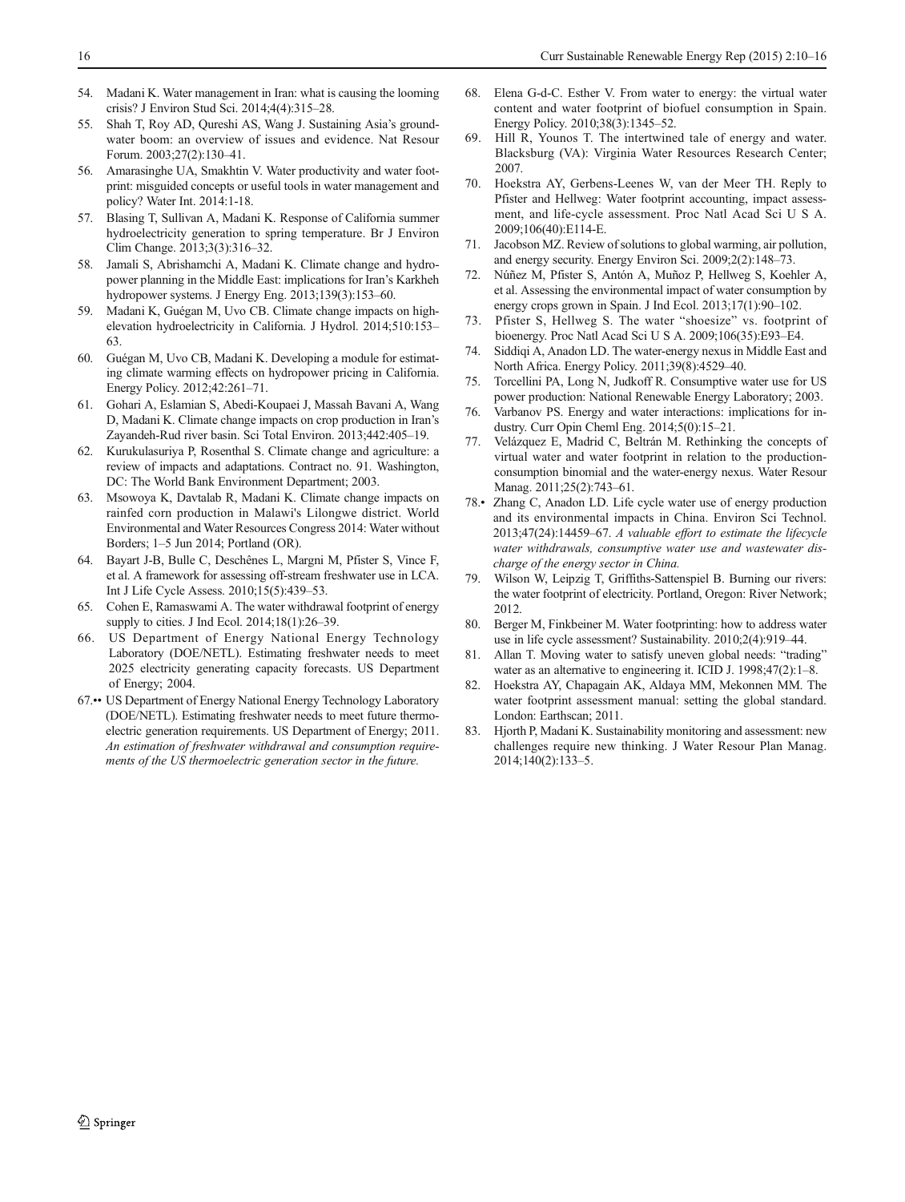54. Madani K. Water management in Iran: what is causing the looming crisis? J Environ Stud Sci. 2014;4(4):315–28.
55. Shah T, Roy AD, Qureshi AS, Wang J. Sustaining Asia's groundwater boom: an overview of issues and evidence. Nat Resour Forum. 2003;27(2):130–41.
56. Amarasinghe UA, Smakhtin V. Water productivity and water footprint: misguided concepts or useful tools in water management and policy? Water Int. 2014:1-18.
57. Blasing T, Sullivan A, Madani K. Response of California summer hydroelectricity generation to spring temperature. Br J Environ Clim Change. 2013;3(3):316–32.
58. Jamali S, Abrishamchi A, Madani K. Climate change and hydropower planning in the Middle East: implications for Iran's Karkheh hydropower systems. J Energy Eng. 2013;139(3):153–60.
59. Madani K, Guégan M, Uvo CB. Climate change impacts on high-elevation hydroelectricity in California. J Hydrol. 2014;510:153–63.
60. Guégan M, Uvo CB, Madani K. Developing a module for estimating climate warming effects on hydropower pricing in California. Energy Policy. 2012;42:261–71.
61. Gohari A, Eslamian S, Abedi-Koupaei J, Massah Bavani A, Wang D, Madani K. Climate change impacts on crop production in Iran's Zayandeh-Rud river basin. Sci Total Environ. 2013;442:405–19.
62. Kurukulasuriya P, Rosenthal S. Climate change and agriculture: a review of impacts and adaptations. Contract no. 91. Washington, DC: The World Bank Environment Department; 2003.
63. Msowoya K, Davtalab R, Madani K. Climate change impacts on rainfed corn production in Malawi's Lilongwe district. World Environmental and Water Resources Congress 2014: Water without Borders; 1–5 Jun 2014; Portland (OR).
64. Bayart J-B, Bulle C, Deschênes L, Margni M, Pfister S, Vince F, et al. A framework for assessing off-stream freshwater use in LCA. Int J Life Cycle Assess. 2010;15(5):439–53.
65. Cohen E, Ramaswami A. The water withdrawal footprint of energy supply to cities. J Ind Ecol. 2014;18(1):26–39.
66. US Department of Energy National Energy Technology Laboratory (DOE/NETL). Estimating freshwater needs to meet 2025 electricity generating capacity forecasts. US Department of Energy; 2004.
67.•• US Department of Energy National Energy Technology Laboratory (DOE/NETL). Estimating freshwater needs to meet future thermoelectric generation requirements. US Department of Energy; 2011. *An estimation of freshwater withdrawal and consumption requirements of the US thermoelectric generation sector in the future.*
68. Elena G-d-C. Esther V. From water to energy: the virtual water content and water footprint of biofuel consumption in Spain. Energy Policy. 2010;38(3):1345–52.
69. Hill R, Younos T. The intertwined tale of energy and water. Blacksburg (VA): Virginia Water Resources Research Center; 2007.
70. Hoekstra AY, Gerbens-Leenes W, van der Meer TH. Reply to Pfister and Hellweg: Water footprint accounting, impact assessment, and life-cycle assessment. Proc Natl Acad Sci U S A. 2009;106(40):E114-E.
71. Jacobson MZ. Review of solutions to global warming, air pollution, and energy security. Energy Environ Sci. 2009;2(2):148–73.
72. Núñez M, Pfister S, Antón A, Muñoz P, Hellweg S, Koehler A, et al. Assessing the environmental impact of water consumption by energy crops grown in Spain. J Ind Ecol. 2013;17(1):90–102.
73. Pfister S, Hellweg S. The water "shoesize" vs. footprint of bioenergy. Proc Natl Acad Sci U S A. 2009;106(35):E93–E4.
74. Siddiqi A, Anadon LD. The water-energy nexus in Middle East and North Africa. Energy Policy. 2011;39(8):4529–40.
75. Torcellini PA, Long N, Judkoff R. Consumptive water use for US power production: National Renewable Energy Laboratory; 2003.
76. Varbanov PS. Energy and water interactions: implications for industry. Curr Opin Cheml Eng. 2014;5(0):15–21.
77. Velázquez E, Madrid C, Beltrán M. Rethinking the concepts of virtual water and water footprint in relation to the production-consumption binomial and the water-energy nexus. Water Resour Manag. 2011;25(2):743–61.
78.• Zhang C, Anadon LD. Life cycle water use of energy production and its environmental impacts in China. Environ Sci Technol. 2013;47(24):14459–67. *A valuable effort to estimate the lifecycle water withdrawals, consumptive water use and wastewater discharge of the energy sector in China.*
79. Wilson W, Leipzig T, Griffiths-Sattenspiel B. Burning our rivers: the water footprint of electricity. Portland, Oregon: River Network; 2012.
80. Berger M, Finkbeiner M. Water footprinting: how to address water use in life cycle assessment? Sustainability. 2010;2(4):919–44.
81. Allan T. Moving water to satisfy uneven global needs: "trading" water as an alternative to engineering it. ICID J. 1998;47(2):1–8.
82. Hoekstra AY, Chapagain AK, Aldaya MM, Mekonnen MM. The water footprint assessment manual: setting the global standard. London: Earthscan; 2011.
83. Hjorth P, Madani K. Sustainability monitoring and assessment: new challenges require new thinking. J Water Resour Plan Manag. 2014;140(2):133–5.